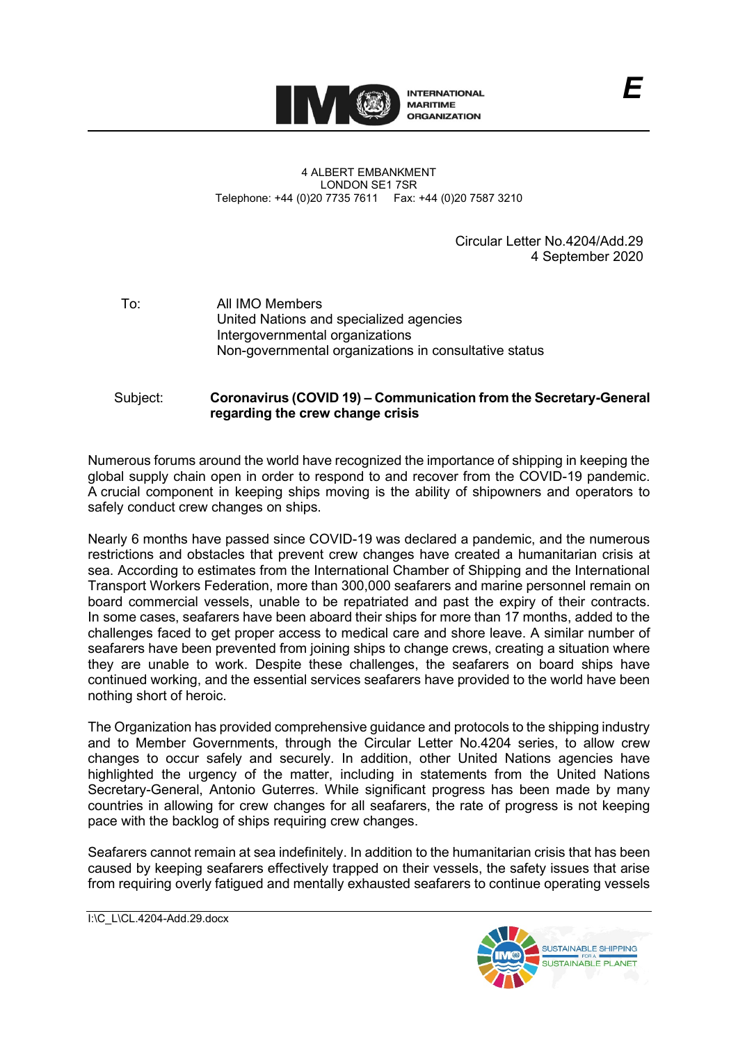INTERNATIONAL MARITIME ORGANIZATION

4 ALBERT EMBANKMENT
LONDON SE1 7SR
Telephone: +44 (0)20 7735 7611 Fax: +44 (0)20 7587 3210

Circular Letter No.4204/Add.29
4 September 2020

To: All IMO Members
United Nations and specialized agencies
Intergovernmental organizations
Non-governmental organizations in consultative status

Subject: **Coronavirus (COVID 19) – Communication from the Secretary-General regarding the crew change crisis**

Numerous forums around the world have recognized the importance of shipping in keeping the global supply chain open in order to respond to and recover from the COVID-19 pandemic. A crucial component in keeping ships moving is the ability of shipowners and operators to safely conduct crew changes on ships.

Nearly 6 months have passed since COVID-19 was declared a pandemic, and the numerous restrictions and obstacles that prevent crew changes have created a humanitarian crisis at sea. According to estimates from the International Chamber of Shipping and the International Transport Workers Federation, more than 300,000 seafarers and marine personnel remain on board commercial vessels, unable to be repatriated and past the expiry of their contracts. In some cases, seafarers have been aboard their ships for more than 17 months, added to the challenges faced to get proper access to medical care and shore leave. A similar number of seafarers have been prevented from joining ships to change crews, creating a situation where they are unable to work. Despite these challenges, the seafarers on board ships have continued working, and the essential services seafarers have provided to the world have been nothing short of heroic.

The Organization has provided comprehensive guidance and protocols to the shipping industry and to Member Governments, through the Circular Letter No.4204 series, to allow crew changes to occur safely and securely. In addition, other United Nations agencies have highlighted the urgency of the matter, including in statements from the United Nations Secretary-General, Antonio Guterres. While significant progress has been made by many countries in allowing for crew changes for all seafarers, the rate of progress is not keeping pace with the backlog of ships requiring crew changes.

Seafarers cannot remain at sea indefinitely. In addition to the humanitarian crisis that has been caused by keeping seafarers effectively trapped on their vessels, the safety issues that arise from requiring overly fatigued and mentally exhausted seafarers to continue operating vessels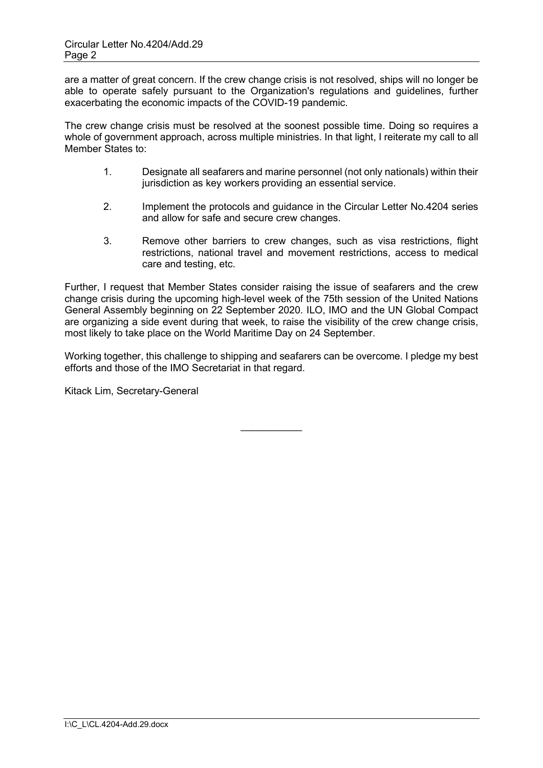are a matter of great concern. If the crew change crisis is not resolved, ships will no longer be able to operate safely pursuant to the Organization's regulations and guidelines, further exacerbating the economic impacts of the COVID-19 pandemic.

The crew change crisis must be resolved at the soonest possible time. Doing so requires a whole of government approach, across multiple ministries. In that light, I reiterate my call to all Member States to:

1. Designate all seafarers and marine personnel (not only nationals) within their jurisdiction as key workers providing an essential service.

2. Implement the protocols and guidance in the Circular Letter No.4204 series and allow for safe and secure crew changes.

3. Remove other barriers to crew changes, such as visa restrictions, flight restrictions, national travel and movement restrictions, access to medical care and testing, etc.

Further, I request that Member States consider raising the issue of seafarers and the crew change crisis during the upcoming high-level week of the 75th session of the United Nations General Assembly beginning on 22 September 2020. ILO, IMO and the UN Global Compact are organizing a side event during that week, to raise the visibility of the crew change crisis, most likely to take place on the World Maritime Day on 24 September.

Working together, this challenge to shipping and seafarers can be overcome. I pledge my best efforts and those of the IMO Secretariat in that regard.

Kitack Lim, Secretary-General

___________